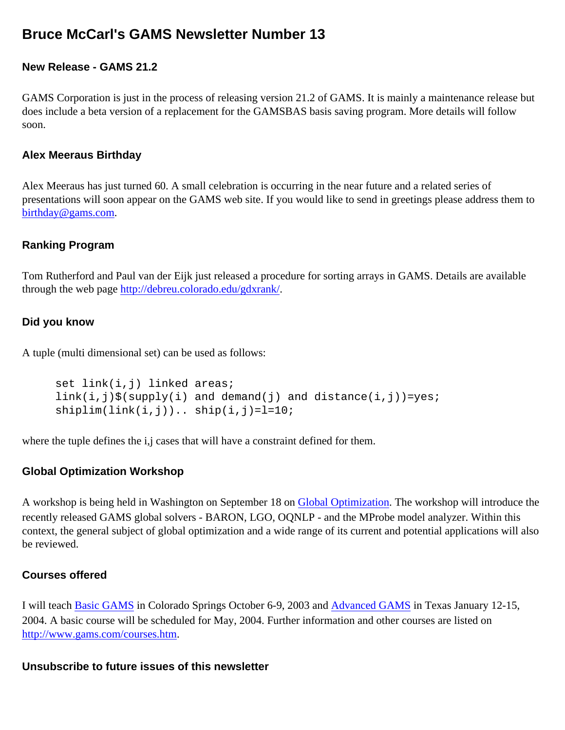# Bruce McCarl's GAMS Newsletter Number 13

### New Release - GAMS 21.2

GAMS Corporation is just in the process of releasing version 21.2 of GAMS. It is mainly a maintenance release but does include a beta version of a replacement for the GAMSBAS basis saving program. More details will follow soon.

### Alex Meeraus Birthday

Alex Meeraus has just turned 60. A small celebration is occurring in the near future and a related series of presentations will soon appear on the GAMS web site. If you would like to send in greetings please address them to birthday@gams.com.

### Ranking Program

Tom Rutherford and Paul van der Eijk just released a procedure for sorting arrays in GAMS. Details are available through the web page http://debreu.colorado.edu/gdxrank/.

### Did you know

A tuple (multi dimensional set) can be used as follows:

```
set link(i,j) linked areas;
link(i,j)$(supply(i) and demand(j) and distance(i,j))=yes;
shiplim(link(i,j)).. ship(i,j)=l=10;
```

where the tuple defines the i,j cases that will have a constraint defined for them.

### Global Optimization Workshop

A workshop is being held in Washington on September 18 on Global Optimization. The workshop will introduce the recently released GAMS global solvers - BARON, LGO, OQNLP - and the MProbe model analyzer. Within this context, the general subject of global optimization and a wide range of its current and potential applications will also be reviewed.

### Courses offered

I will teach Basic GAMS in Colorado Springs October 6-9, 2003 and Advanced GAMS in Texas January 12-15, 2004. A basic course will be scheduled for May, 2004. Further information and other courses are listed on http://www.gams.com/courses.htm.

### Unsubscribe to future issues of this newsletter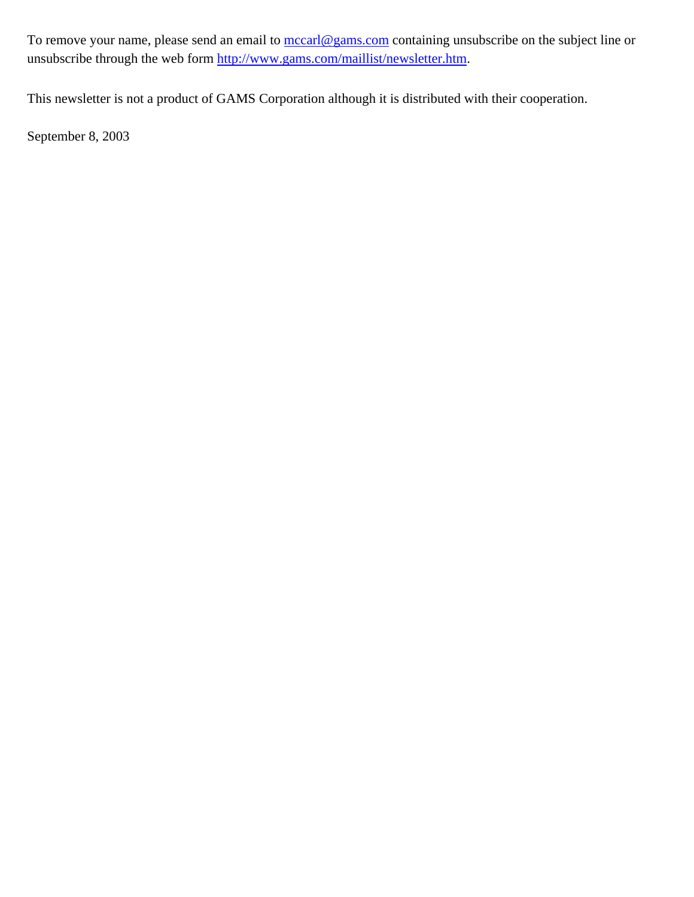To remove your name, please send an email to mccarl@gams.com containing unsubscribe on the subject line or unsubscribe through the web form http://www.gams.com/maillist/newsletter.htm.

This newsletter is not a product of GAMS Corporation although it is distributed with their cooperation.

September 8, 2003